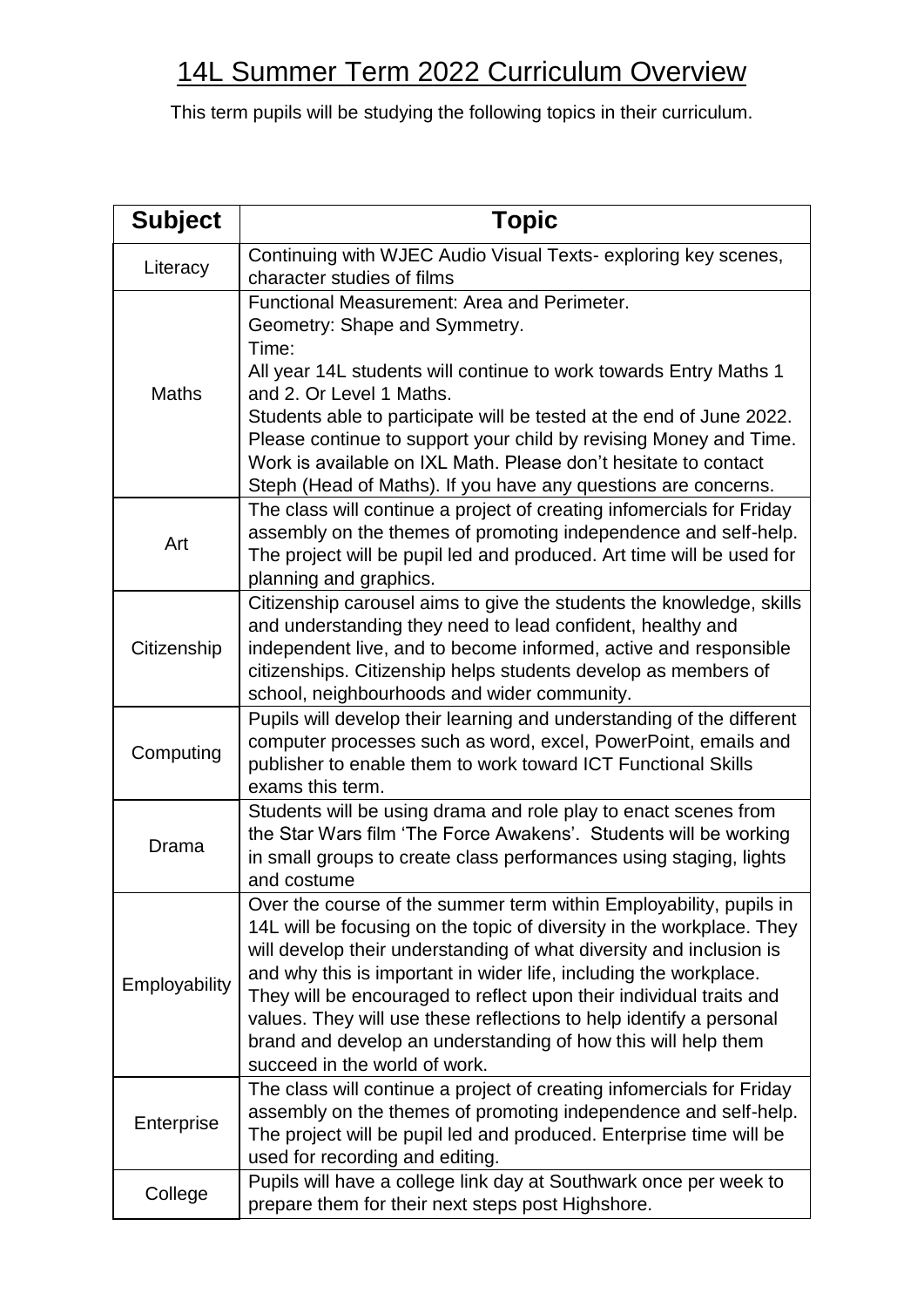# 14L Summer Term 2022 Curriculum Overview

This term pupils will be studying the following topics in their curriculum.

| Subject | Topic |
|---|---|
| Literacy | Continuing with WJEC Audio Visual Texts- exploring key scenes, character studies of films |
| Maths | Functional Measurement: Area and Perimeter.<br>Geometry: Shape and Symmetry.<br>Time:<br>All year 14L students will continue to work towards Entry Maths 1 and 2. Or Level 1 Maths.<br>Students able to participate will be tested at the end of June 2022.<br>Please continue to support your child by revising Money and Time.<br>Work is available on IXL Math. Please don't hesitate to contact Steph (Head of Maths). If you have any questions are concerns. |
| Art | The class will continue a project of creating infomercials for Friday assembly on the themes of promoting independence and self-help. The project will be pupil led and produced. Art time will be used for planning and graphics. |
| Citizenship | Citizenship carousel aims to give the students the knowledge, skills and understanding they need to lead confident, healthy and independent live, and to become informed, active and responsible citizenships. Citizenship helps students develop as members of school, neighbourhoods and wider community. |
| Computing | Pupils will develop their learning and understanding of the different computer processes such as word, excel, PowerPoint, emails and publisher to enable them to work toward ICT Functional Skills exams this term. |
| Drama | Students will be using drama and role play to enact scenes from the Star Wars film 'The Force Awakens'. Students will be working in small groups to create class performances using staging, lights and costume |
| Employability | Over the course of the summer term within Employability, pupils in 14L will be focusing on the topic of diversity in the workplace. They will develop their understanding of what diversity and inclusion is and why this is important in wider life, including the workplace. They will be encouraged to reflect upon their individual traits and values. They will use these reflections to help identify a personal brand and develop an understanding of how this will help them succeed in the world of work. |
| Enterprise | The class will continue a project of creating infomercials for Friday assembly on the themes of promoting independence and self-help. The project will be pupil led and produced. Enterprise time will be used for recording and editing. |
| College | Pupils will have a college link day at Southwark once per week to prepare them for their next steps post Highshore. |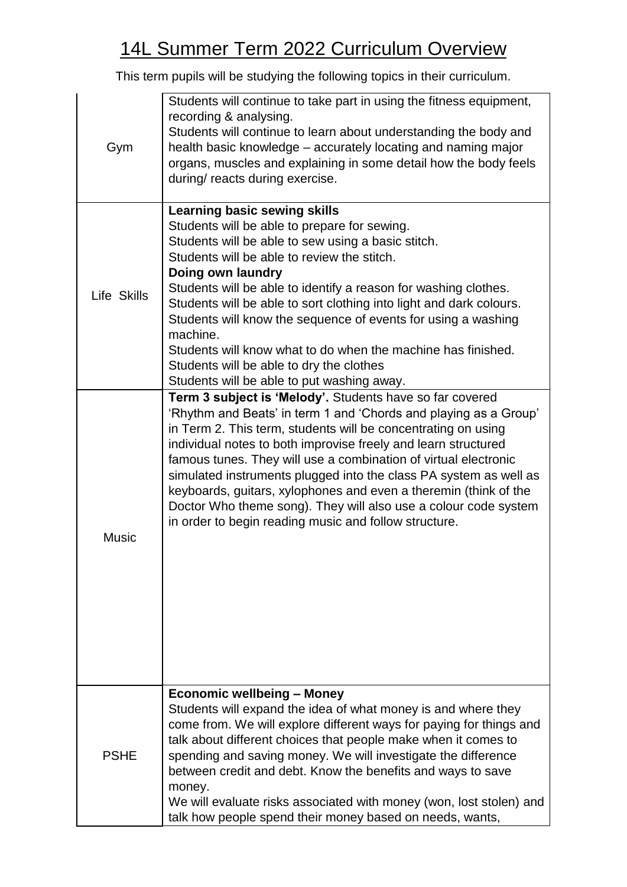# 14L Summer Term 2022 Curriculum Overview

This term pupils will be studying the following topics in their curriculum.

| | |
|---|---|
| Gym | Students will continue to take part in using the fitness equipment, recording & analysing.<br>Students will continue to learn about understanding the body and health basic knowledge – accurately locating and naming major organs, muscles and explaining in some detail how the body feels during/ reacts during exercise. |
| Life Skills | **Learning basic sewing skills**<br>Students will be able to prepare for sewing.<br>Students will be able to sew using a basic stitch.<br>Students will be able to review the stitch.<br>**Doing own laundry**<br>Students will be able to identify a reason for washing clothes.<br>Students will be able to sort clothing into light and dark colours.<br>Students will know the sequence of events for using a washing machine.<br>Students will know what to do when the machine has finished.<br>Students will be able to dry the clothes<br>Students will be able to put washing away. |
| Music | **Term 3 subject is 'Melody'.** Students have so far covered 'Rhythm and Beats' in term 1 and 'Chords and playing as a Group' in Term 2. This term, students will be concentrating on using individual notes to both improvise freely and learn structured famous tunes. They will use a combination of virtual electronic simulated instruments plugged into the class PA system as well as keyboards, guitars, xylophones and even a theremin (think of the Doctor Who theme song). They will also use a colour code system in order to begin reading music and follow structure. |
| PSHE | **Economic wellbeing – Money**<br>Students will expand the idea of what money is and where they come from. We will explore different ways for paying for things and talk about different choices that people make when it comes to spending and saving money. We will investigate the difference between credit and debt. Know the benefits and ways to save money.<br>We will evaluate risks associated with money (won, lost stolen) and talk how people spend their money based on needs, wants, |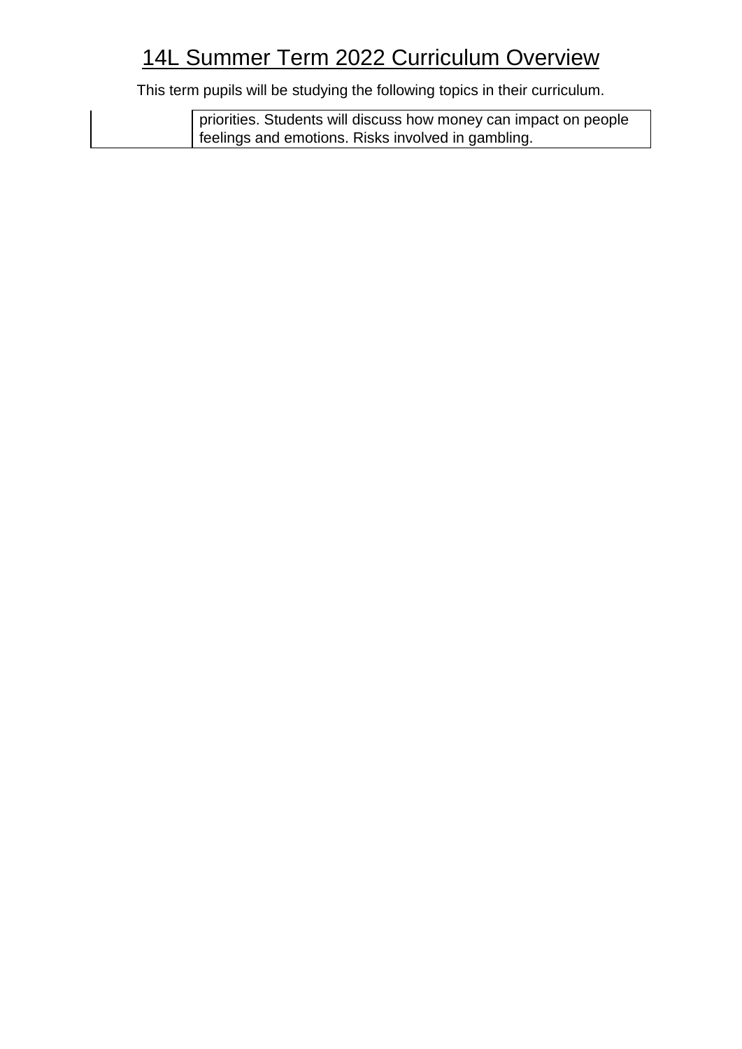# 14L Summer Term 2022 Curriculum Overview

This term pupils will be studying the following topics in their curriculum.

| | |
|---|---|
| | priorities. Students will discuss how money can impact on people feelings and emotions. Risks involved in gambling. |